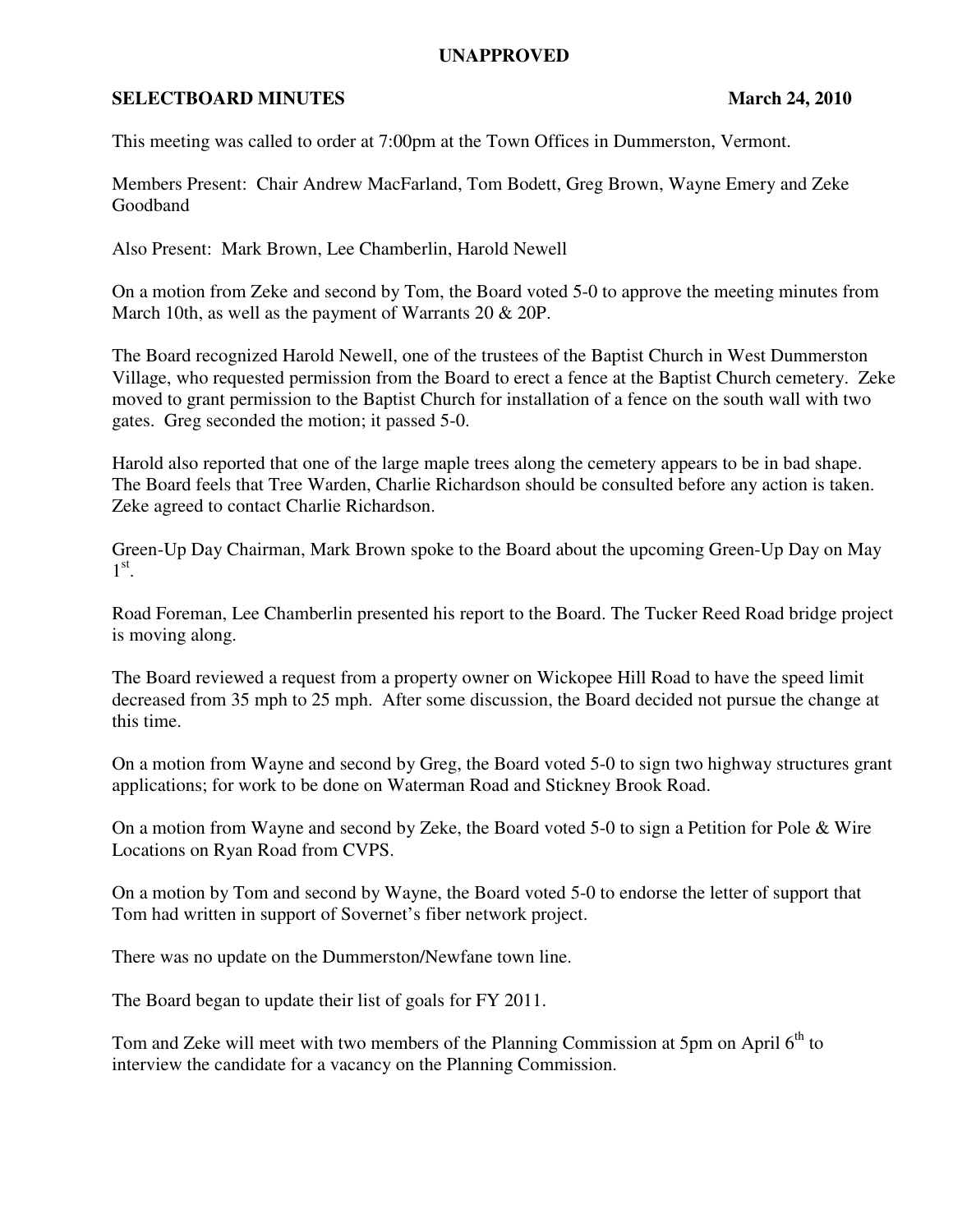**UNAPPROVED**

**SELECTBOARD MINUTES** **March 24, 2010**

This meeting was called to order at 7:00pm at the Town Offices in Dummerston, Vermont.

Members Present: Chair Andrew MacFarland, Tom Bodett, Greg Brown, Wayne Emery and Zeke Goodband

Also Present: Mark Brown, Lee Chamberlin, Harold Newell

On a motion from Zeke and second by Tom, the Board voted 5-0 to approve the meeting minutes from March 10th, as well as the payment of Warrants 20 & 20P.

The Board recognized Harold Newell, one of the trustees of the Baptist Church in West Dummerston Village, who requested permission from the Board to erect a fence at the Baptist Church cemetery. Zeke moved to grant permission to the Baptist Church for installation of a fence on the south wall with two gates. Greg seconded the motion; it passed 5-0.

Harold also reported that one of the large maple trees along the cemetery appears to be in bad shape. The Board feels that Tree Warden, Charlie Richardson should be consulted before any action is taken. Zeke agreed to contact Charlie Richardson.

Green-Up Day Chairman, Mark Brown spoke to the Board about the upcoming Green-Up Day on May 1st.

Road Foreman, Lee Chamberlin presented his report to the Board. The Tucker Reed Road bridge project is moving along.

The Board reviewed a request from a property owner on Wickopee Hill Road to have the speed limit decreased from 35 mph to 25 mph. After some discussion, the Board decided not pursue the change at this time.

On a motion from Wayne and second by Greg, the Board voted 5-0 to sign two highway structures grant applications; for work to be done on Waterman Road and Stickney Brook Road.

On a motion from Wayne and second by Zeke, the Board voted 5-0 to sign a Petition for Pole & Wire Locations on Ryan Road from CVPS.

On a motion by Tom and second by Wayne, the Board voted 5-0 to endorse the letter of support that Tom had written in support of Sovernet's fiber network project.

There was no update on the Dummerston/Newfane town line.

The Board began to update their list of goals for FY 2011.

Tom and Zeke will meet with two members of the Planning Commission at 5pm on April 6th to interview the candidate for a vacancy on the Planning Commission.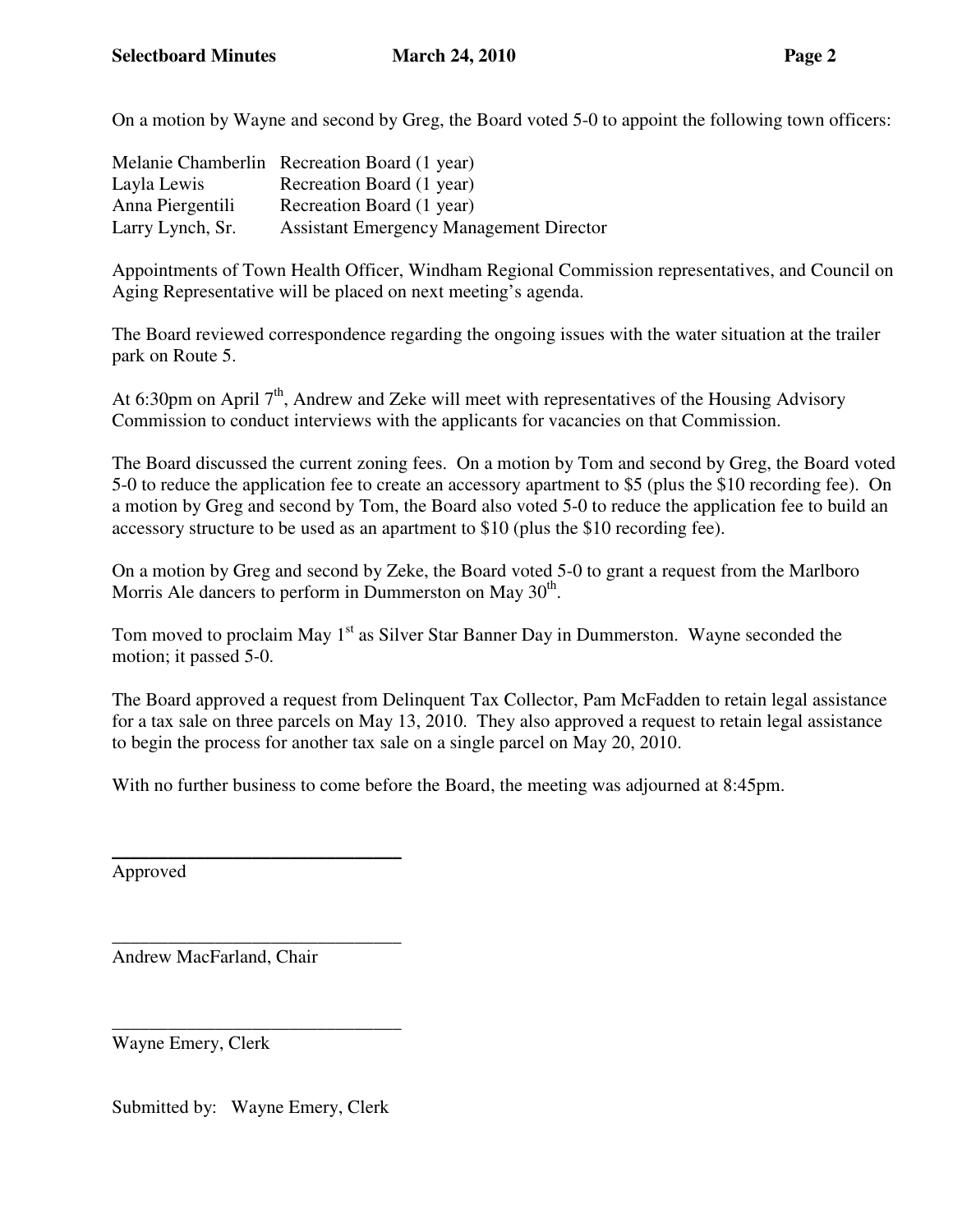On a motion by Wayne and second by Greg, the Board voted 5-0 to appoint the following town officers:

| | |
|---|---|
| Melanie Chamberlin | Recreation Board (1 year) |
| Layla Lewis | Recreation Board (1 year) |
| Anna Piergentili | Recreation Board (1 year) |
| Larry Lynch, Sr. | Assistant Emergency Management Director |

Appointments of Town Health Officer, Windham Regional Commission representatives, and Council on Aging Representative will be placed on next meeting's agenda.

The Board reviewed correspondence regarding the ongoing issues with the water situation at the trailer park on Route 5.

At 6:30pm on April 7th, Andrew and Zeke will meet with representatives of the Housing Advisory Commission to conduct interviews with the applicants for vacancies on that Commission.

The Board discussed the current zoning fees. On a motion by Tom and second by Greg, the Board voted 5-0 to reduce the application fee to create an accessory apartment to $5 (plus the $10 recording fee). On a motion by Greg and second by Tom, the Board also voted 5-0 to reduce the application fee to build an accessory structure to be used as an apartment to $10 (plus the $10 recording fee).

On a motion by Greg and second by Zeke, the Board voted 5-0 to grant a request from the Marlboro Morris Ale dancers to perform in Dummerston on May 30th.

Tom moved to proclaim May 1st as Silver Star Banner Day in Dummerston. Wayne seconded the motion; it passed 5-0.

The Board approved a request from Delinquent Tax Collector, Pam McFadden to retain legal assistance for a tax sale on three parcels on May 13, 2010. They also approved a request to retain legal assistance to begin the process for another tax sale on a single parcel on May 20, 2010.

With no further business to come before the Board, the meeting was adjourned at 8:45pm.

_______________________________
Approved

_______________________________
Andrew MacFarland, Chair

_______________________________
Wayne Emery, Clerk

Submitted by: Wayne Emery, Clerk